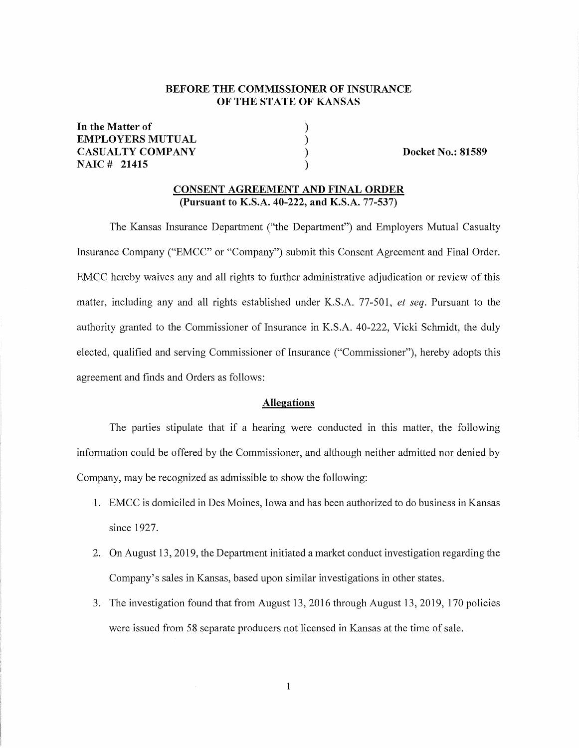**BEFORE THE COMMISSIONER OF INSURANCE**
**OF THE STATE OF KANSAS**

**In the Matter of**
**EMPLOYERS MUTUAL**
**CASUALTY COMPANY**
**NAIC # 21415**

**Docket No.: 81589**

## CONSENT AGREEMENT AND FINAL ORDER
**(Pursuant to K.S.A. 40-222, and K.S.A. 77-537)**

The Kansas Insurance Department ("the Department") and Employers Mutual Casualty Insurance Company ("EMCC" or "Company") submit this Consent Agreement and Final Order. EMCC hereby waives any and all rights to further administrative adjudication or review of this matter, including any and all rights established under K.S.A. 77-501, *et seq*. Pursuant to the authority granted to the Commissioner of Insurance in K.S.A. 40-222, Vicki Schmidt, the duly elected, qualified and serving Commissioner of Insurance ("Commissioner"), hereby adopts this agreement and finds and Orders as follows:

### Allegations

The parties stipulate that if a hearing were conducted in this matter, the following information could be offered by the Commissioner, and although neither admitted nor denied by Company, may be recognized as admissible to show the following:

1. EMCC is domiciled in Des Moines, Iowa and has been authorized to do business in Kansas since 1927.
2. On August 13, 2019, the Department initiated a market conduct investigation regarding the Company's sales in Kansas, based upon similar investigations in other states.
3. The investigation found that from August 13, 2016 through August 13, 2019, 170 policies were issued from 58 separate producers not licensed in Kansas at the time of sale.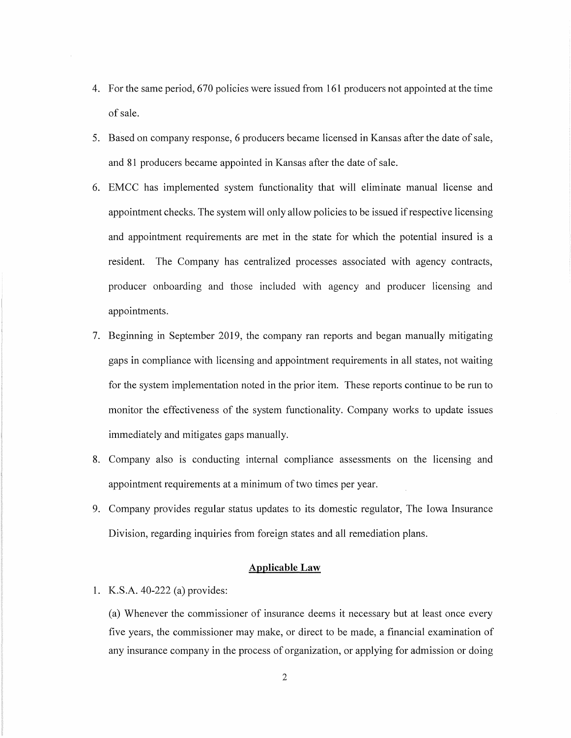4. For the same period, 670 policies were issued from 161 producers not appointed at the time of sale.

5. Based on company response, 6 producers became licensed in Kansas after the date of sale, and 81 producers became appointed in Kansas after the date of sale.

6. EMCC has implemented system functionality that will eliminate manual license and appointment checks. The system will only allow policies to be issued if respective licensing and appointment requirements are met in the state for which the potential insured is a resident. The Company has centralized processes associated with agency contracts, producer onboarding and those included with agency and producer licensing and appointments.

7. Beginning in September 2019, the company ran reports and began manually mitigating gaps in compliance with licensing and appointment requirements in all states, not waiting for the system implementation noted in the prior item. These reports continue to be run to monitor the effectiveness of the system functionality. Company works to update issues immediately and mitigates gaps manually.

8. Company also is conducting internal compliance assessments on the licensing and appointment requirements at a minimum of two times per year.

9. Company provides regular status updates to its domestic regulator, The Iowa Insurance Division, regarding inquiries from foreign states and all remediation plans.

## Applicable Law

1. K.S.A. 40-222 (a) provides:

   (a) Whenever the commissioner of insurance deems it necessary but at least once every five years, the commissioner may make, or direct to be made, a financial examination of any insurance company in the process of organization, or applying for admission or doing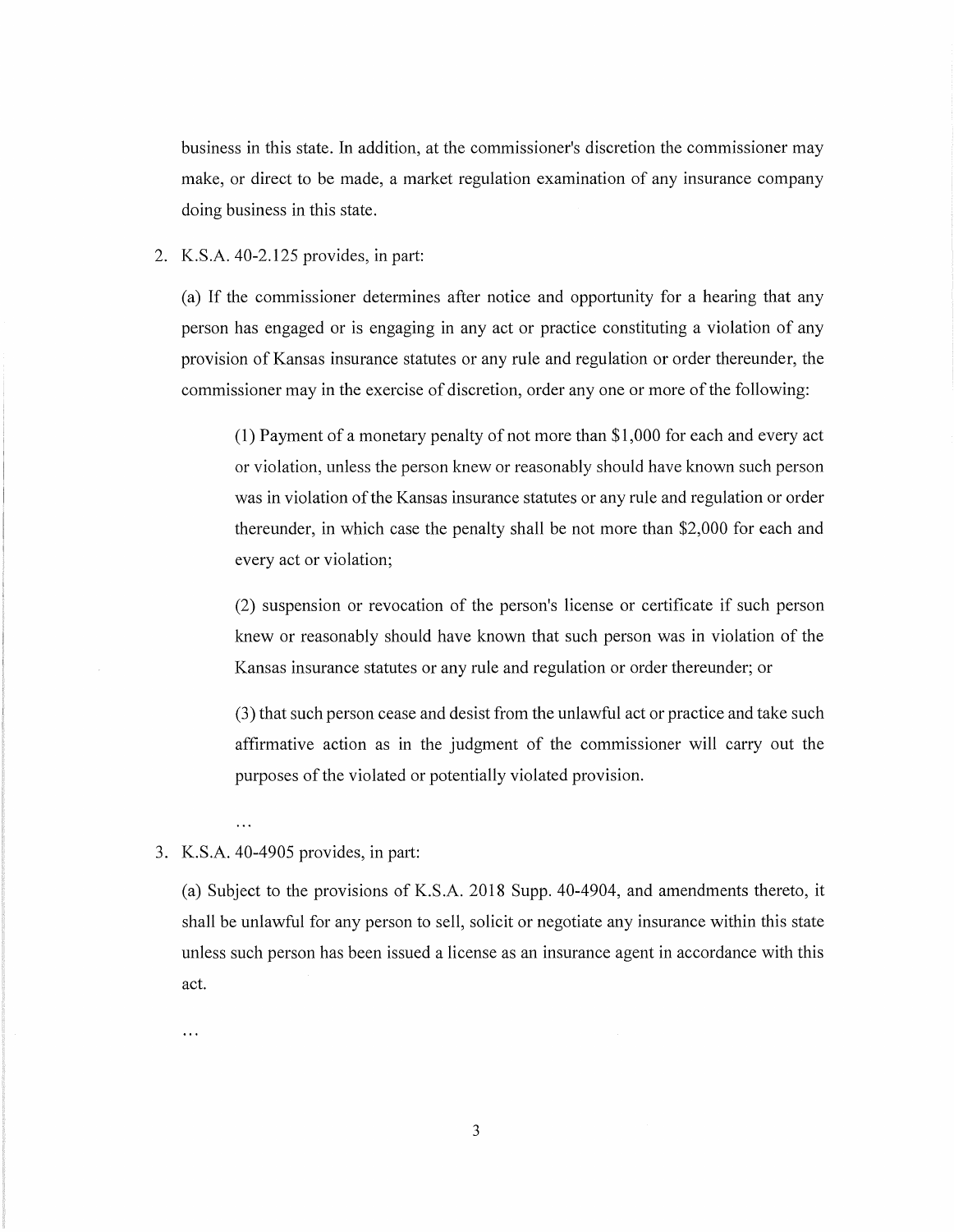business in this state. In addition, at the commissioner's discretion the commissioner may make, or direct to be made, a market regulation examination of any insurance company doing business in this state.

2. K.S.A. 40-2.125 provides, in part:

   (a) If the commissioner determines after notice and opportunity for a hearing that any person has engaged or is engaging in any act or practice constituting a violation of any provision of Kansas insurance statutes or any rule and regulation or order thereunder, the commissioner may in the exercise of discretion, order any one or more of the following:

      (1) Payment of a monetary penalty of not more than $1,000 for each and every act or violation, unless the person knew or reasonably should have known such person was in violation of the Kansas insurance statutes or any rule and regulation or order thereunder, in which case the penalty shall be not more than $2,000 for each and every act or violation;

      (2) suspension or revocation of the person's license or certificate if such person knew or reasonably should have known that such person was in violation of the Kansas insurance statutes or any rule and regulation or order thereunder; or

      (3) that such person cease and desist from the unlawful act or practice and take such affirmative action as in the judgment of the commissioner will carry out the purposes of the violated or potentially violated provision.

   ...

3. K.S.A. 40-4905 provides, in part:

   (a) Subject to the provisions of K.S.A. 2018 Supp. 40-4904, and amendments thereto, it shall be unlawful for any person to sell, solicit or negotiate any insurance within this state unless such person has been issued a license as an insurance agent in accordance with this act.

   ...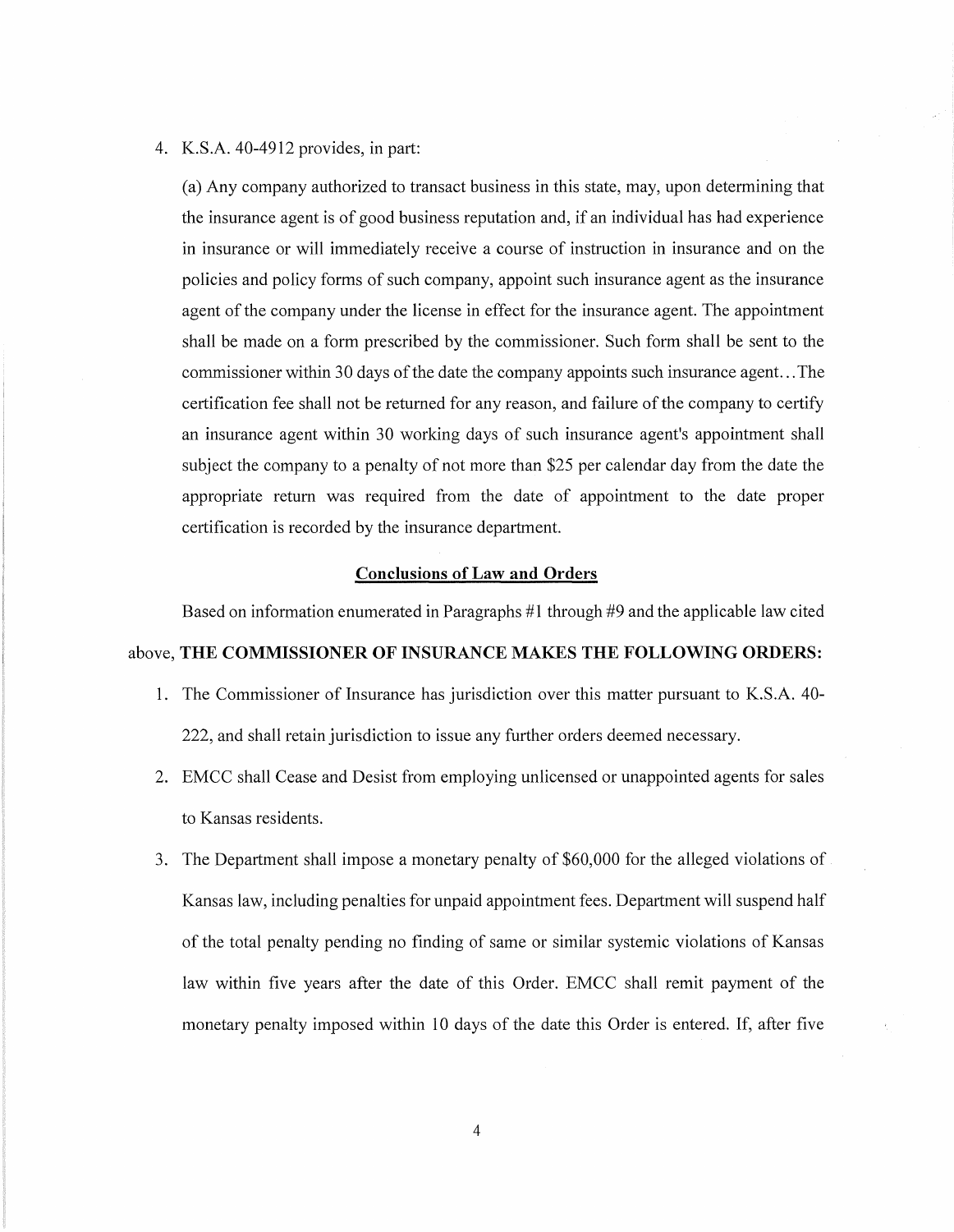4. K.S.A. 40-4912 provides, in part:

   (a) Any company authorized to transact business in this state, may, upon determining that the insurance agent is of good business reputation and, if an individual has had experience in insurance or will immediately receive a course of instruction in insurance and on the policies and policy forms of such company, appoint such insurance agent as the insurance agent of the company under the license in effect for the insurance agent. The appointment shall be made on a form prescribed by the commissioner. Such form shall be sent to the commissioner within 30 days of the date the company appoints such insurance agent…The certification fee shall not be returned for any reason, and failure of the company to certify an insurance agent within 30 working days of such insurance agent's appointment shall subject the company to a penalty of not more than $25 per calendar day from the date the appropriate return was required from the date of appointment to the date proper certification is recorded by the insurance department.

## Conclusions of Law and Orders

Based on information enumerated in Paragraphs #1 through #9 and the applicable law cited above, **THE COMMISSIONER OF INSURANCE MAKES THE FOLLOWING ORDERS:**

1. The Commissioner of Insurance has jurisdiction over this matter pursuant to K.S.A. 40-222, and shall retain jurisdiction to issue any further orders deemed necessary.
2. EMCC shall Cease and Desist from employing unlicensed or unappointed agents for sales to Kansas residents.
3. The Department shall impose a monetary penalty of $60,000 for the alleged violations of Kansas law, including penalties for unpaid appointment fees. Department will suspend half of the total penalty pending no finding of same or similar systemic violations of Kansas law within five years after the date of this Order. EMCC shall remit payment of the monetary penalty imposed within 10 days of the date this Order is entered. If, after five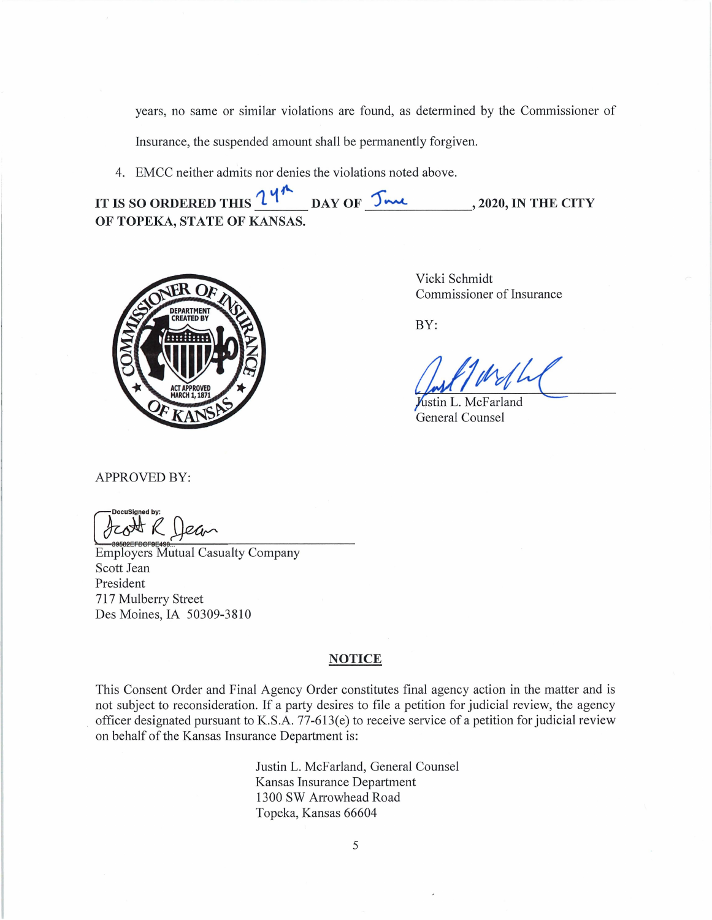years, no same or similar violations are found, as determined by the Commissioner of Insurance, the suspended amount shall be permanently forgiven.

4. EMCC neither admits nor denies the violations noted above.

**IT IS SO ORDERED THIS 24th DAY OF June, 2020, IN THE CITY OF TOPEKA, STATE OF KANSAS.**

Vicki Schmidt
Commissioner of Insurance

BY:

Justin L. McFarland
General Counsel

APPROVED BY:

DocuSigned by:
Scott R Jean
39502EFDCF9E490...

Employers Mutual Casualty Company
Scott Jean
President
717 Mulberry Street
Des Moines, IA 50309-3810

## NOTICE

This Consent Order and Final Agency Order constitutes final agency action in the matter and is not subject to reconsideration. If a party desires to file a petition for judicial review, the agency officer designated pursuant to K.S.A. 77-613(e) to receive service of a petition for judicial review on behalf of the Kansas Insurance Department is:

Justin L. McFarland, General Counsel
Kansas Insurance Department
1300 SW Arrowhead Road
Topeka, Kansas 66604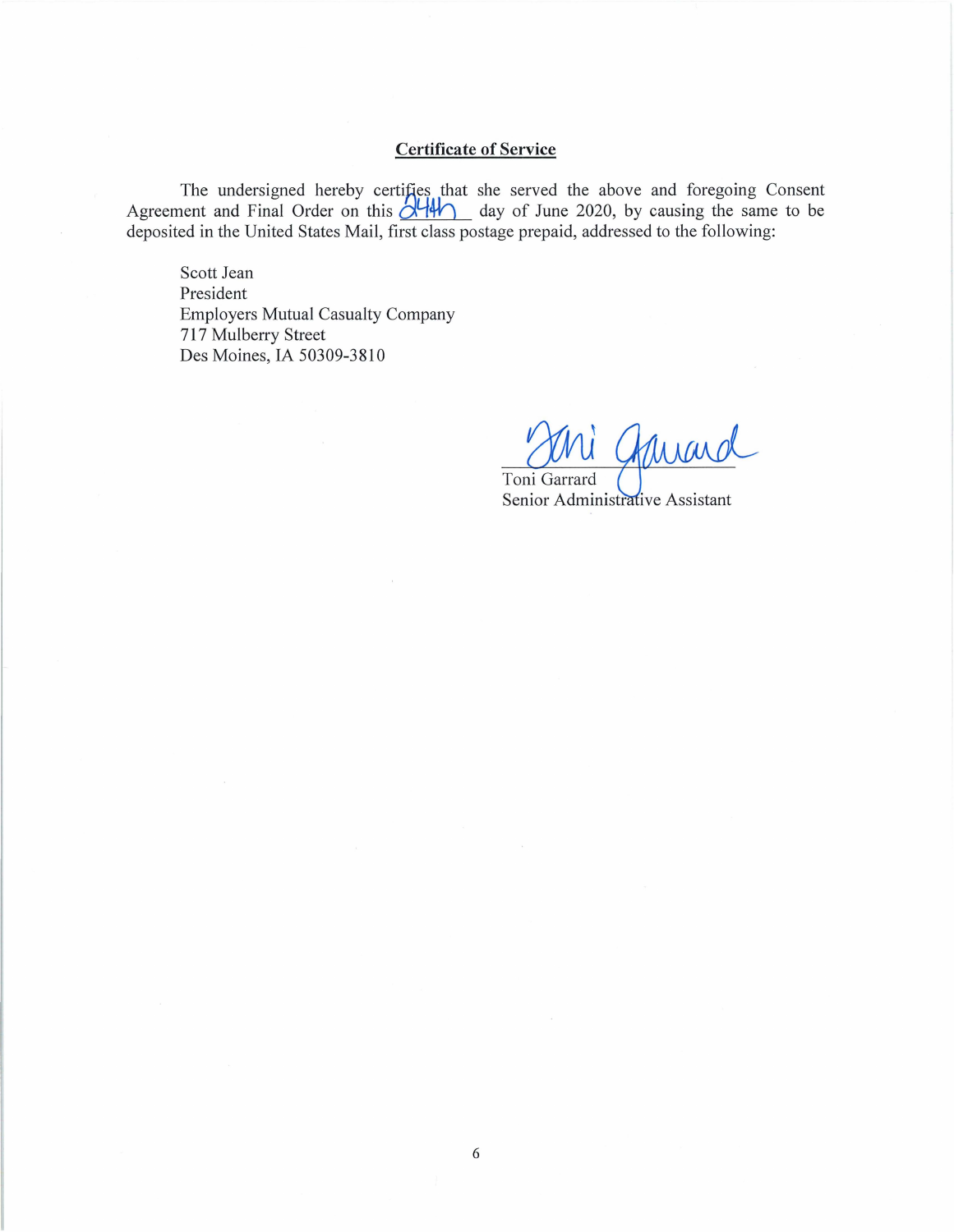**Certificate of Service**

The undersigned hereby certifies that she served the above and foregoing Consent Agreement and Final Order on this 24th day of June 2020, by causing the same to be deposited in the United States Mail, first class postage prepaid, addressed to the following:

Scott Jean
President
Employers Mutual Casualty Company
717 Mulberry Street
Des Moines, IA 50309-3810

Toni Garrard
Senior Administrative Assistant